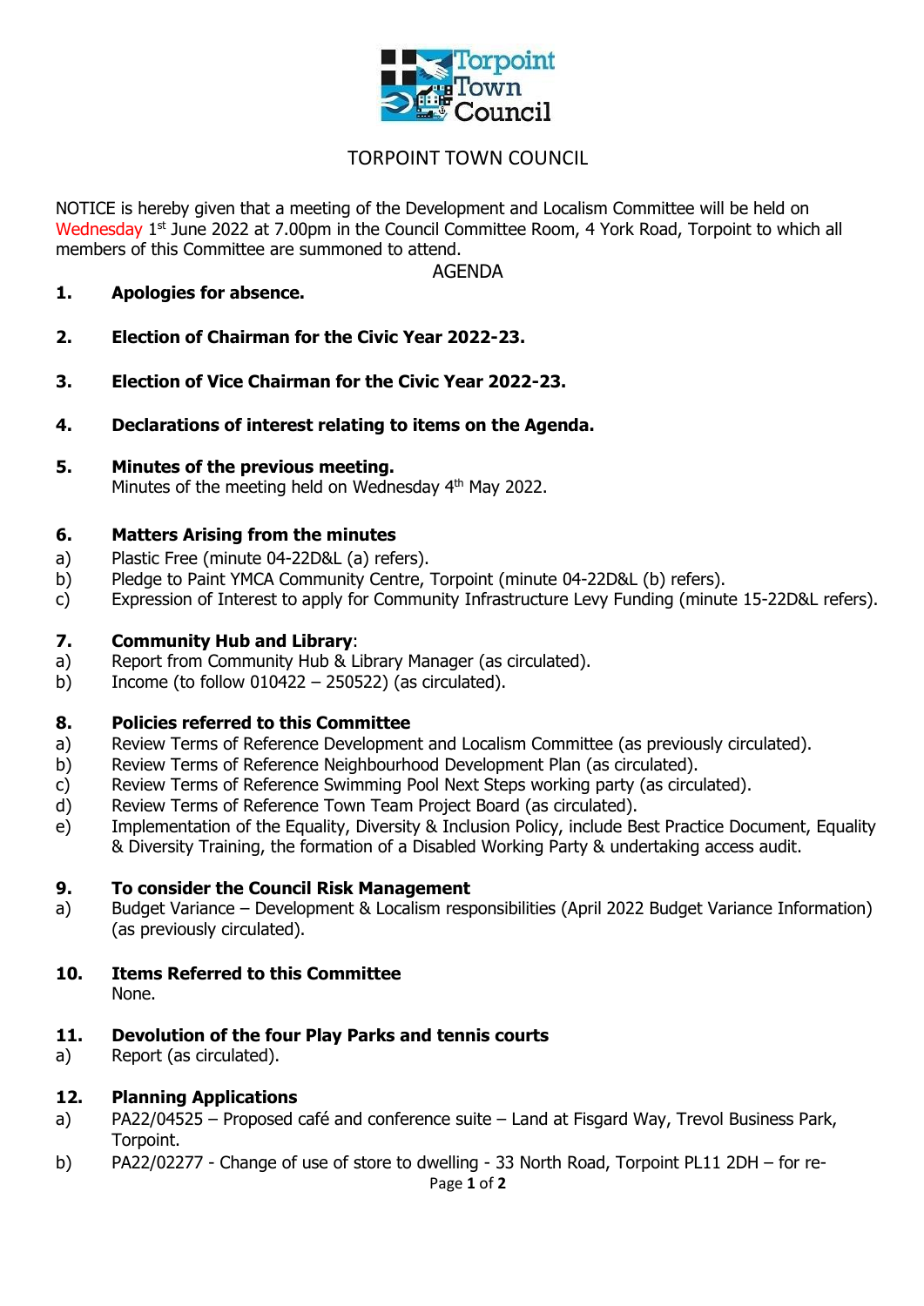# TORPOINT TOWN COUNCIL

NOTICE is hereby given that a meeting of the Development and Localism Committee will be held on Wednesday 1st June 2022 at 7.00pm in the Council Committee Room, 4 York Road, Torpoint to which all members of this Committee are summoned to attend.

AGENDA

**1. Apologies for absence.**

**2. Election of Chairman for the Civic Year 2022-23.**

**3. Election of Vice Chairman for the Civic Year 2022-23.**

**4. Declarations of interest relating to items on the Agenda.**

**5. Minutes of the previous meeting.**
Minutes of the meeting held on Wednesday 4th May 2022.

**6. Matters Arising from the minutes**

a) Plastic Free (minute 04-22D&L (a) refers).
b) Pledge to Paint YMCA Community Centre, Torpoint (minute 04-22D&L (b) refers).
c) Expression of Interest to apply for Community Infrastructure Levy Funding (minute 15-22D&L refers).

**7. Community Hub and Library**:

a) Report from Community Hub & Library Manager (as circulated).
b) Income (to follow 010422 – 250522) (as circulated).

**8. Policies referred to this Committee**

a) Review Terms of Reference Development and Localism Committee (as previously circulated).
b) Review Terms of Reference Neighbourhood Development Plan (as circulated).
c) Review Terms of Reference Swimming Pool Next Steps working party (as circulated).
d) Review Terms of Reference Town Team Project Board (as circulated).
e) Implementation of the Equality, Diversity & Inclusion Policy, include Best Practice Document, Equality & Diversity Training, the formation of a Disabled Working Party & undertaking access audit.

**9. To consider the Council Risk Management**

a) Budget Variance – Development & Localism responsibilities (April 2022 Budget Variance Information) (as previously circulated).

**10. Items Referred to this Committee**
None.

**11. Devolution of the four Play Parks and tennis courts**

a) Report (as circulated).

**12. Planning Applications**

a) PA22/04525 – Proposed café and conference suite – Land at Fisgard Way, Trevol Business Park, Torpoint.
b) PA22/02277 - Change of use of store to dwelling - 33 North Road, Torpoint PL11 2DH – for re-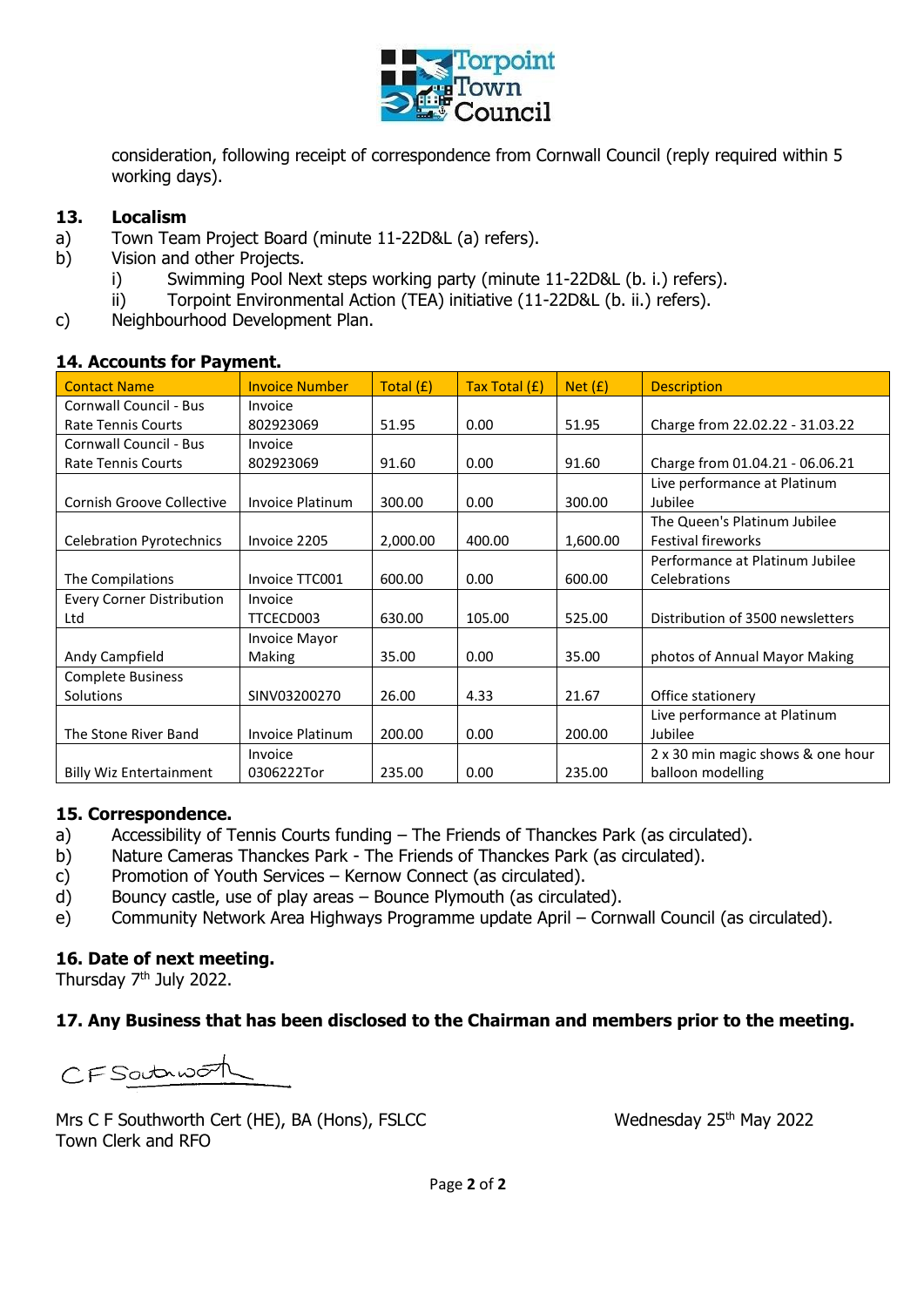consideration, following receipt of correspondence from Cornwall Council (reply required within 5 working days).

## 13. Localism

a) Town Team Project Board (minute 11-22D&L (a) refers).

b) Vision and other Projects.

   i) Swimming Pool Next steps working party (minute 11-22D&L (b. i.) refers).

   ii) Torpoint Environmental Action (TEA) initiative (11-22D&L (b. ii.) refers).

c) Neighbourhood Development Plan.

## 14. Accounts for Payment.

| Contact Name | Invoice Number | Total (£) | Tax Total (£) | Net (£) | Description |
|---|---|---|---|---|---|
| Cornwall Council - Bus Rate Tennis Courts | Invoice 802923069 | 51.95 | 0.00 | 51.95 | Charge from 22.02.22 - 31.03.22 |
| Cornwall Council - Bus Rate Tennis Courts | Invoice 802923069 | 91.60 | 0.00 | 91.60 | Charge from 01.04.21 - 06.06.21 |
| Cornish Groove Collective | Invoice Platinum | 300.00 | 0.00 | 300.00 | Live performance at Platinum Jubilee |
| Celebration Pyrotechnics | Invoice 2205 | 2,000.00 | 400.00 | 1,600.00 | The Queen's Platinum Jubilee Festival fireworks |
| The Compilations | Invoice TTC001 | 600.00 | 0.00 | 600.00 | Performance at Platinum Jubilee Celebrations |
| Every Corner Distribution Ltd | Invoice TTCECD003 | 630.00 | 105.00 | 525.00 | Distribution of 3500 newsletters |
| Andy Campfield | Invoice Mayor Making | 35.00 | 0.00 | 35.00 | photos of Annual Mayor Making |
| Complete Business Solutions | SINV03200270 | 26.00 | 4.33 | 21.67 | Office stationery |
| The Stone River Band | Invoice Platinum | 200.00 | 0.00 | 200.00 | Live performance at Platinum Jubilee |
| Billy Wiz Entertainment | Invoice 0306222Tor | 235.00 | 0.00 | 235.00 | 2 x 30 min magic shows & one hour balloon modelling |

## 15. Correspondence.

a) Accessibility of Tennis Courts funding – The Friends of Thanckes Park (as circulated).

b) Nature Cameras Thanckes Park - The Friends of Thanckes Park (as circulated).

c) Promotion of Youth Services – Kernow Connect (as circulated).

d) Bouncy castle, use of play areas – Bounce Plymouth (as circulated).

e) Community Network Area Highways Programme update April – Cornwall Council (as circulated).

## 16. Date of next meeting.

Thursday 7th July 2022.

## 17. Any Business that has been disclosed to the Chairman and members prior to the meeting.

CF Southworth

Mrs C F Southworth Cert (HE), BA (Hons), FSLCC
Town Clerk and RFO

Wednesday 25th May 2022